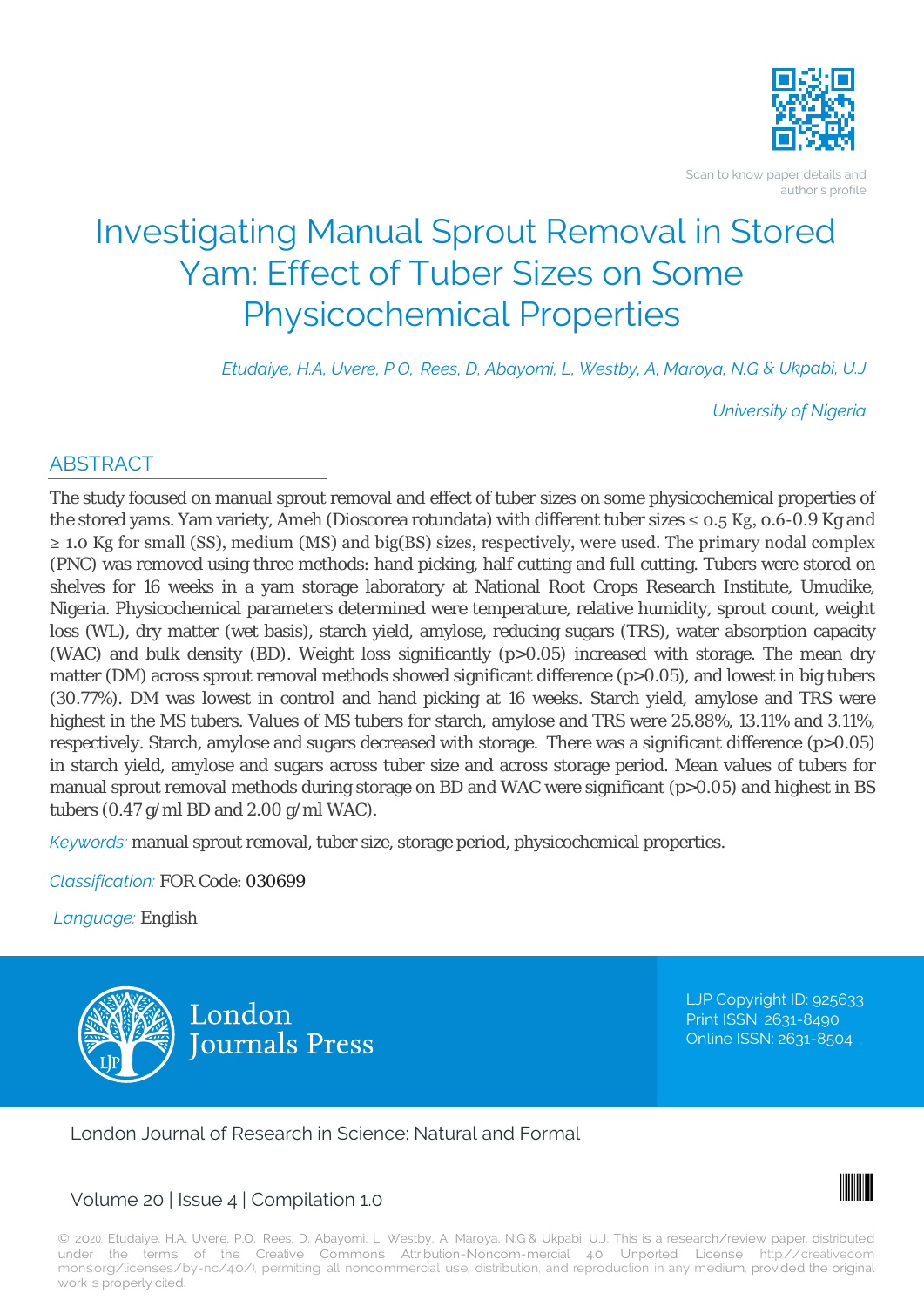Scan to know paper details and author's profile

# Investigating Manual Sprout Removal in Stored Yam: Effect of Tuber Sizes on Some Physicochemical Properties

*Etudaiye, H.A, Uvere, P.O, Rees, D, Abayomi, L, Westby, A, Maroya, N.G & Ukpabi, U.J*

*University of Nigeria*

## ABSTRACT

The study focused on manual sprout removal and effect of tuber sizes on some physicochemical properties of the stored yams. Yam variety, Ameh (Dioscorea rotundata) with different tuber sizes ≤ 0.5 Kg, 0.6-0.9 Kg and ≥ 1.0 Kg for small (SS), medium (MS) and big(BS) sizes, respectively, were used. The primary nodal complex (PNC) was removed using three methods: hand picking, half cutting and full cutting. Tubers were stored on shelves for 16 weeks in a yam storage laboratory at National Root Crops Research Institute, Umudike, Nigeria. Physicochemical parameters determined were temperature, relative humidity, sprout count, weight loss (WL), dry matter (wet basis), starch yield, amylose, reducing sugars (TRS), water absorption capacity (WAC) and bulk density (BD). Weight loss significantly ($p>0.05$) increased with storage. The mean dry matter (DM) across sprout removal methods showed significant difference ($p>0.05$), and lowest in big tubers (30.77%). DM was lowest in control and hand picking at 16 weeks. Starch yield, amylose and TRS were highest in the MS tubers. Values of MS tubers for starch, amylose and TRS were 25.88%, 13.11% and 3.11%, respectively. Starch, amylose and sugars decreased with storage. There was a significant difference ($p>0.05$) in starch yield, amylose and sugars across tuber size and across storage period. Mean values of tubers for manual sprout removal methods during storage on BD and WAC were significant ($p>0.05$) and highest in BS tubers (0.47 g/ml BD and 2.00 g/ml WAC).

*Keywords:* manual sprout removal, tuber size, storage period, physicochemical properties.

*Classification:* FOR Code: 030699

*Language:* English

London Journals Press

LJP Copyright ID: 925633
Print ISSN: 2631-8490
Online ISSN: 2631-8504

London Journal of Research in Science: Natural and Formal

Volume 20 | Issue 4 | Compilation 1.0

© 2020. Etudaiye, H.A, Uvere, P.O, Rees, D, Abayomi, L, Westby, A, Maroya, N.G & Ukpabi, U.J. This is a research/review paper, distributed under the terms of the Creative Commons Attribution-Noncom-mercial 4.0 Unported License http://creativecommons.org/licenses/by-nc/4.0/), permitting all noncommercial use, distribution, and reproduction in any medium, provided the original work is properly cited.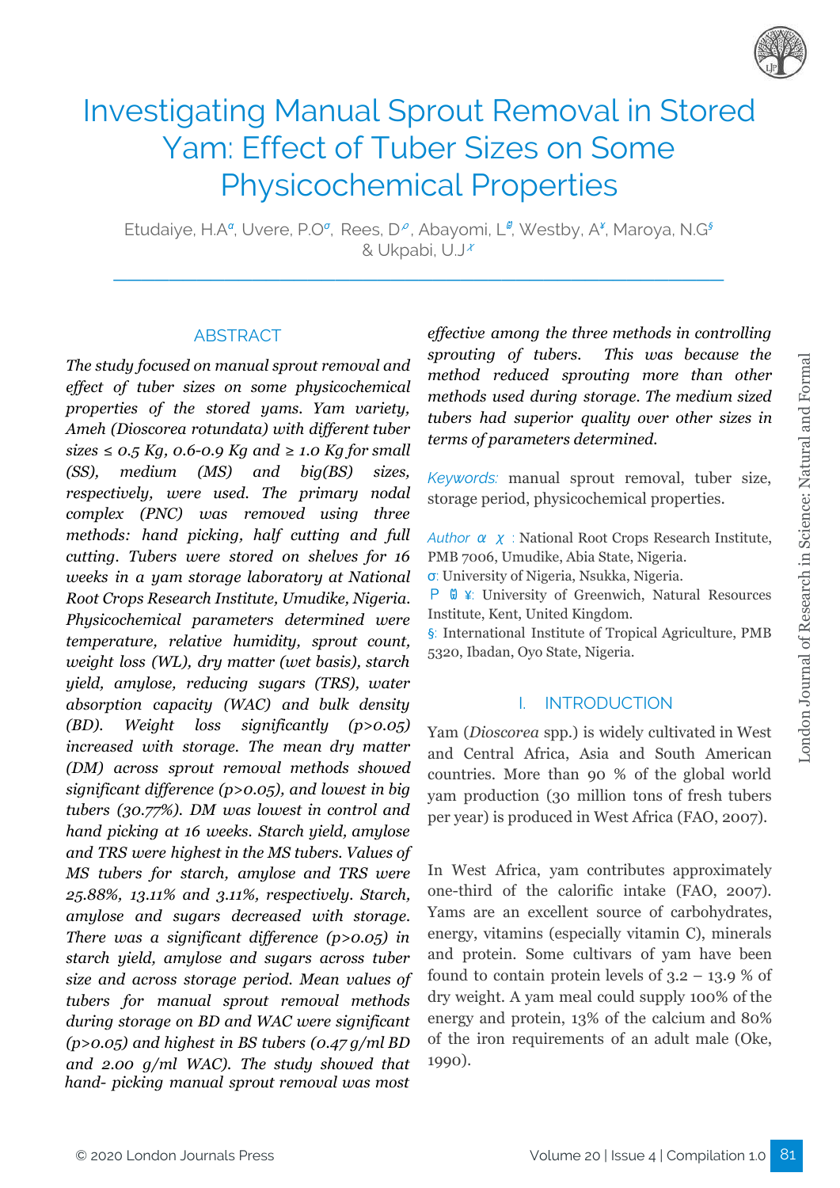# Investigating Manual Sprout Removal in Stored Yam: Effect of Tuber Sizes on Some Physicochemical Properties

Etudaiye, H.A[α], Uvere, P.O[σ], Rees, D[ρ], Abayomi, L[Ѡ], Westby, A[¥], Maroya, N.G[§] & Ukpabi, U.J[χ]

## ABSTRACT

*The study focused on manual sprout removal and effect of tuber sizes on some physicochemical properties of the stored yams. Yam variety, Ameh (Dioscorea rotundata) with different tuber sizes ≤ 0.5 Kg, 0.6-0.9 Kg and ≥ 1.0 Kg for small (SS), medium (MS) and big(BS) sizes, respectively, were used. The primary nodal complex (PNC) was removed using three methods: hand picking, half cutting and full cutting. Tubers were stored on shelves for 16 weeks in a yam storage laboratory at National Root Crops Research Institute, Umudike, Nigeria. Physicochemical parameters determined were temperature, relative humidity, sprout count, weight loss (WL), dry matter (wet basis), starch yield, amylose, reducing sugars (TRS), water absorption capacity (WAC) and bulk density (BD). Weight loss significantly (p>0.05) increased with storage. The mean dry matter (DM) across sprout removal methods showed significant difference (p>0.05), and lowest in big tubers (30.77%). DM was lowest in control and hand picking at 16 weeks. Starch yield, amylose and TRS were highest in the MS tubers. Values of MS tubers for starch, amylose and TRS were 25.88%, 13.11% and 3.11%, respectively. Starch, amylose and sugars decreased with storage. There was a significant difference (p>0.05) in starch yield, amylose and sugars across tuber size and across storage period. Mean values of tubers for manual sprout removal methods during storage on BD and WAC were significant (p>0.05) and highest in BS tubers (0.47 g/ml BD and 2.00 g/ml WAC). The study showed that hand- picking manual sprout removal was most effective among the three methods in controlling sprouting of tubers. This was because the method reduced sprouting more than other methods used during storage. The medium sized tubers had superior quality over other sizes in terms of parameters determined.*

*Keywords:* manual sprout removal, tuber size, storage period, physicochemical properties.

*Author* α χ : National Root Crops Research Institute, PMB 7006, Umudike, Abia State, Nigeria.
σ: University of Nigeria, Nsukka, Nigeria.
ρ Ѡ ¥: University of Greenwich, Natural Resources Institute, Kent, United Kingdom.
§: International Institute of Tropical Agriculture, PMB 5320, Ibadan, Oyo State, Nigeria.

## I. INTRODUCTION

Yam (*Dioscorea* spp.) is widely cultivated in West and Central Africa, Asia and South American countries. More than 90 % of the global world yam production (30 million tons of fresh tubers per year) is produced in West Africa (FAO, 2007).

In West Africa, yam contributes approximately one-third of the calorific intake (FAO, 2007). Yams are an excellent source of carbohydrates, energy, vitamins (especially vitamin C), minerals and protein. Some cultivars of yam have been found to contain protein levels of 3.2 – 13.9 % of dry weight. A yam meal could supply 100% of the energy and protein, 13% of the calcium and 80% of the iron requirements of an adult male (Oke, 1990).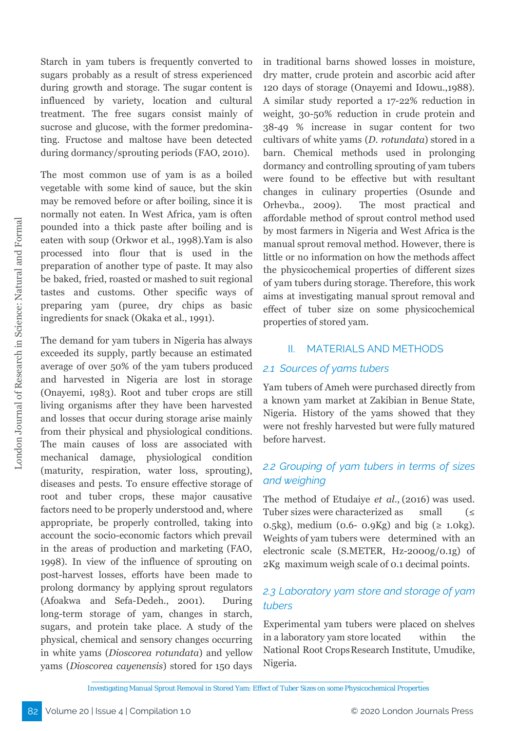Starch in yam tubers is frequently converted to sugars probably as a result of stress experienced during growth and storage. The sugar content is influenced by variety, location and cultural treatment. The free sugars consist mainly of sucrose and glucose, with the former predominating. Fructose and maltose have been detected during dormancy/sprouting periods (FAO, 2010).

The most common use of yam is as a boiled vegetable with some kind of sauce, but the skin may be removed before or after boiling, since it is normally not eaten. In West Africa, yam is often pounded into a thick paste after boiling and is eaten with soup (Orkwor et al., 1998).Yam is also processed into flour that is used in the preparation of another type of paste. It may also be baked, fried, roasted or mashed to suit regional tastes and customs. Other specific ways of preparing yam (puree, dry chips as basic ingredients for snack (Okaka et al., 1991).

The demand for yam tubers in Nigeria has always exceeded its supply, partly because an estimated average of over 50% of the yam tubers produced and harvested in Nigeria are lost in storage (Onayemi, 1983). Root and tuber crops are still living organisms after they have been harvested and losses that occur during storage arise mainly from their physical and physiological conditions. The main causes of loss are associated with mechanical damage, physiological condition (maturity, respiration, water loss, sprouting), diseases and pests. To ensure effective storage of root and tuber crops, these major causative factors need to be properly understood and, where appropriate, be properly controlled, taking into account the socio-economic factors which prevail in the areas of production and marketing (FAO, 1998). In view of the influence of sprouting on post-harvest losses, efforts have been made to prolong dormancy by applying sprout regulators (Afoakwa and Sefa-Dedeh., 2001). During long-term storage of yam, changes in starch, sugars, and protein take place. A study of the physical, chemical and sensory changes occurring in white yams (*Dioscorea rotundata*) and yellow yams (*Dioscorea cayenensis*) stored for 150 days in traditional barns showed losses in moisture, dry matter, crude protein and ascorbic acid after 120 days of storage (Onayemi and Idowu.,1988). A similar study reported a 17-22% reduction in weight, 30-50% reduction in crude protein and 38-49 % increase in sugar content for two cultivars of white yams (*D. rotundata*) stored in a barn. Chemical methods used in prolonging dormancy and controlling sprouting of yam tubers were found to be effective but with resultant changes in culinary properties (Osunde and Orhevba., 2009). The most practical and affordable method of sprout control method used by most farmers in Nigeria and West Africa is the manual sprout removal method. However, there is little or no information on how the methods affect the physicochemical properties of different sizes of yam tubers during storage. Therefore, this work aims at investigating manual sprout removal and effect of tuber size on some physicochemical properties of stored yam.

## II. MATERIALS AND METHODS

### 2.1 Sources of yams tubers

Yam tubers of Ameh were purchased directly from a known yam market at Zakibian in Benue State, Nigeria. History of the yams showed that they were not freshly harvested but were fully matured before harvest.

### 2.2 Grouping of yam tubers in terms of sizes and weighing

The method of Etudaiye *et al*., (2016) was used. Tuber sizes were characterized as small (≤ 0.5kg), medium (0.6- 0.9Kg) and big (≥ 1.0kg). Weights of yam tubers were determined with an electronic scale (S.METER, Hz-2000g/0.1g) of 2Kg maximum weigh scale of 0.1 decimal points.

### 2.3 Laboratory yam store and storage of yam tubers

Experimental yam tubers were placed on shelves in a laboratory yam store located within the National Root Crops Research Institute, Umudike, Nigeria.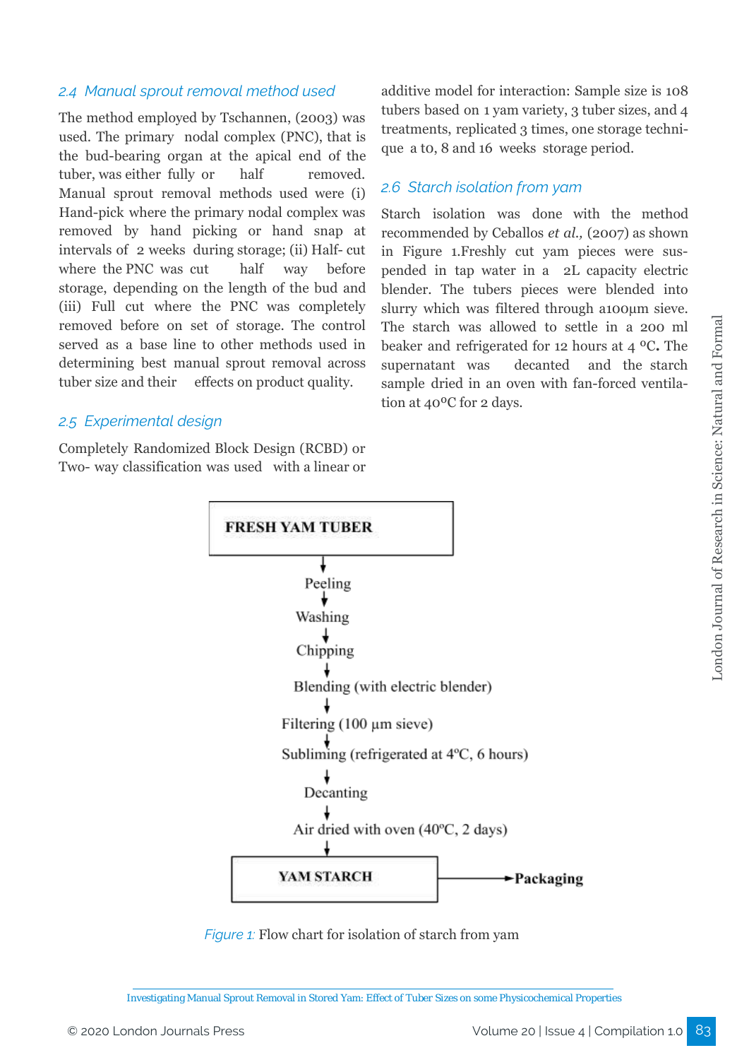### 2.4 Manual sprout removal method used

The method employed by Tschannen, (2003) was used. The primary nodal complex (PNC), that is the bud-bearing organ at the apical end of the tuber, was either fully or half removed. Manual sprout removal methods used were (i) Hand-pick where the primary nodal complex was removed by hand picking or hand snap at intervals of 2 weeks during storage; (ii) Half- cut where the PNC was cut half way before storage, depending on the length of the bud and (iii) Full cut where the PNC was completely removed before on set of storage. The control served as a base line to other methods used in determining best manual sprout removal across tuber size and their effects on product quality.

### 2.5 Experimental design

Completely Randomized Block Design (RCBD) or Two- way classification was used with a linear or additive model for interaction: Sample size is 108 tubers based on 1 yam variety, 3 tuber sizes, and 4 treatments, replicated 3 times, one storage technique a t0, 8 and 16 weeks storage period.

### 2.6 Starch isolation from yam

Starch isolation was done with the method recommended by Ceballos *et al.,* (2007) as shown in Figure 1.Freshly cut yam pieces were suspended in tap water in a 2L capacity electric blender. The tubers pieces were blended into slurry which was filtered through a100μm sieve. The starch was allowed to settle in a 200 ml beaker and refrigerated for 12 hours at 4 ºC**.** The supernatant was decanted and the starch sample dried in an oven with fan-forced ventilation at 40ºC for 2 days.

```
FRESH YAM TUBER
      ↓
   Peeling
      ↓
   Washing
      ↓
   Chipping
      ↓
   Blending (with electric blender)
      ↓
   Filtering (100 µm sieve)
      ↓
   Subliming (refrigerated at 4ºC, 6 hours)
      ↓
   Decanting
      ↓
   Air dried with oven (40ºC, 2 days)
      ↓
YAM STARCH ──────→ Packaging
```

*Figure 1:* Flow chart for isolation of starch from yam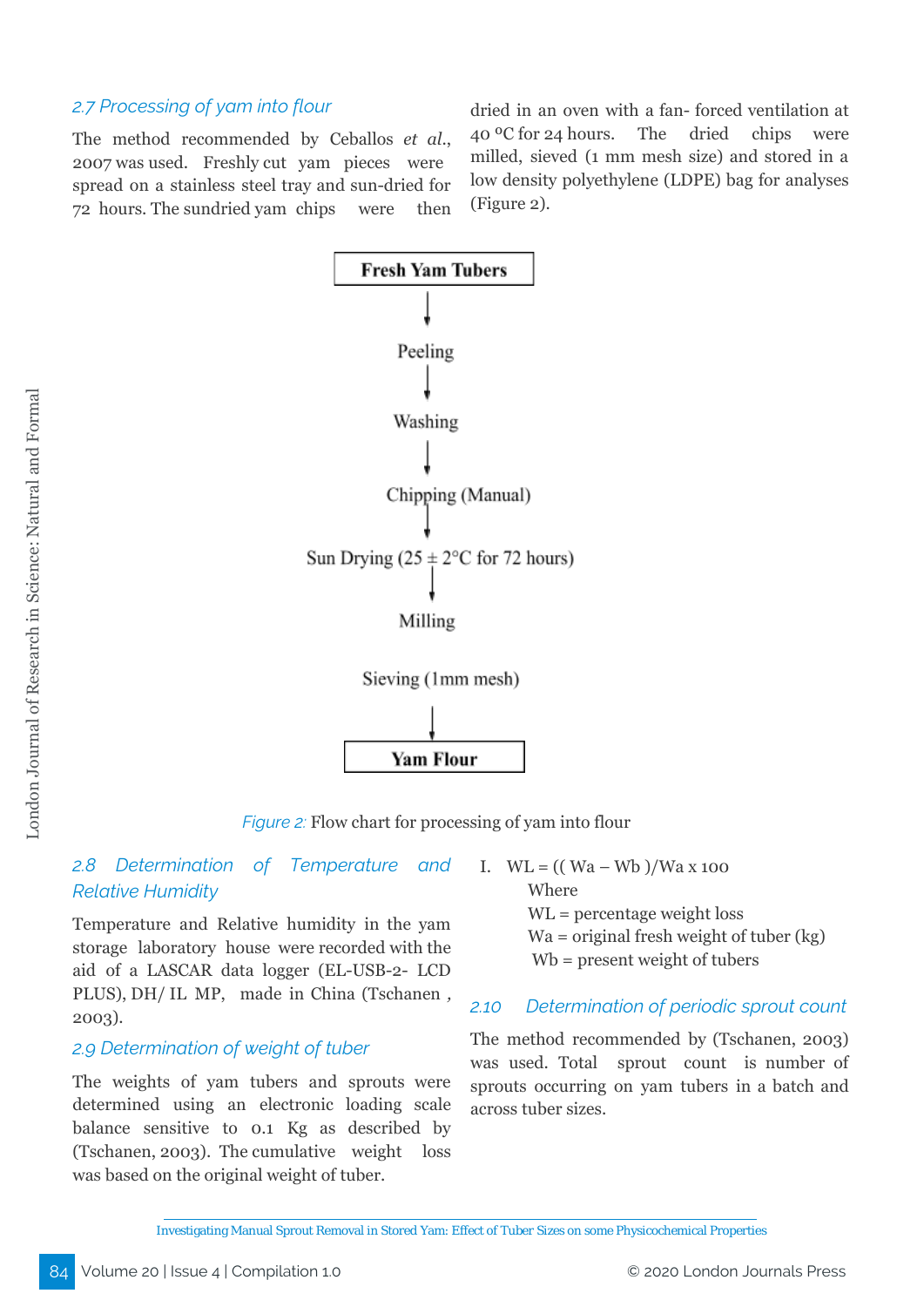### 2.7 Processing of yam into flour

The method recommended by Ceballos *et al.*, 2007 was used. Freshly cut yam pieces were spread on a stainless steel tray and sun-dried for 72 hours. The sundried yam chips were then dried in an oven with a fan- forced ventilation at 40 °C for 24 hours. The dried chips were milled, sieved (1 mm mesh size) and stored in a low density polyethylene (LDPE) bag for analyses (Figure 2).

**Fresh Yam Tubers**

↓

Peeling

↓

Washing

↓

Chipping (Manual)

↓

Sun Drying (25 ± 2°C for 72 hours)

↓

Milling

Sieving (1mm mesh)

↓

**Yam Flour**

*Figure 2:* Flow chart for processing of yam into flour

### 2.8 Determination of Temperature and Relative Humidity

Temperature and Relative humidity in the yam storage laboratory house were recorded with the aid of a LASCAR data logger (EL-USB-2- LCD PLUS), DH/ IL MP, made in China (Tschanen , 2003).

### 2.9 Determination of weight of tuber

The weights of yam tubers and sprouts were determined using an electronic loading scale balance sensitive to 0.1 Kg as described by (Tschanen, 2003). The cumulative weight loss was based on the original weight of tuber.

I. $WL = ((Wa - Wb)/Wa \times 100$

Where

WL = percentage weight loss

Wa = original fresh weight of tuber (kg)

Wb = present weight of tubers

### 2.10 Determination of periodic sprout count

The method recommended by (Tschanen, 2003) was used. Total sprout count is number of sprouts occurring on yam tubers in a batch and across tuber sizes.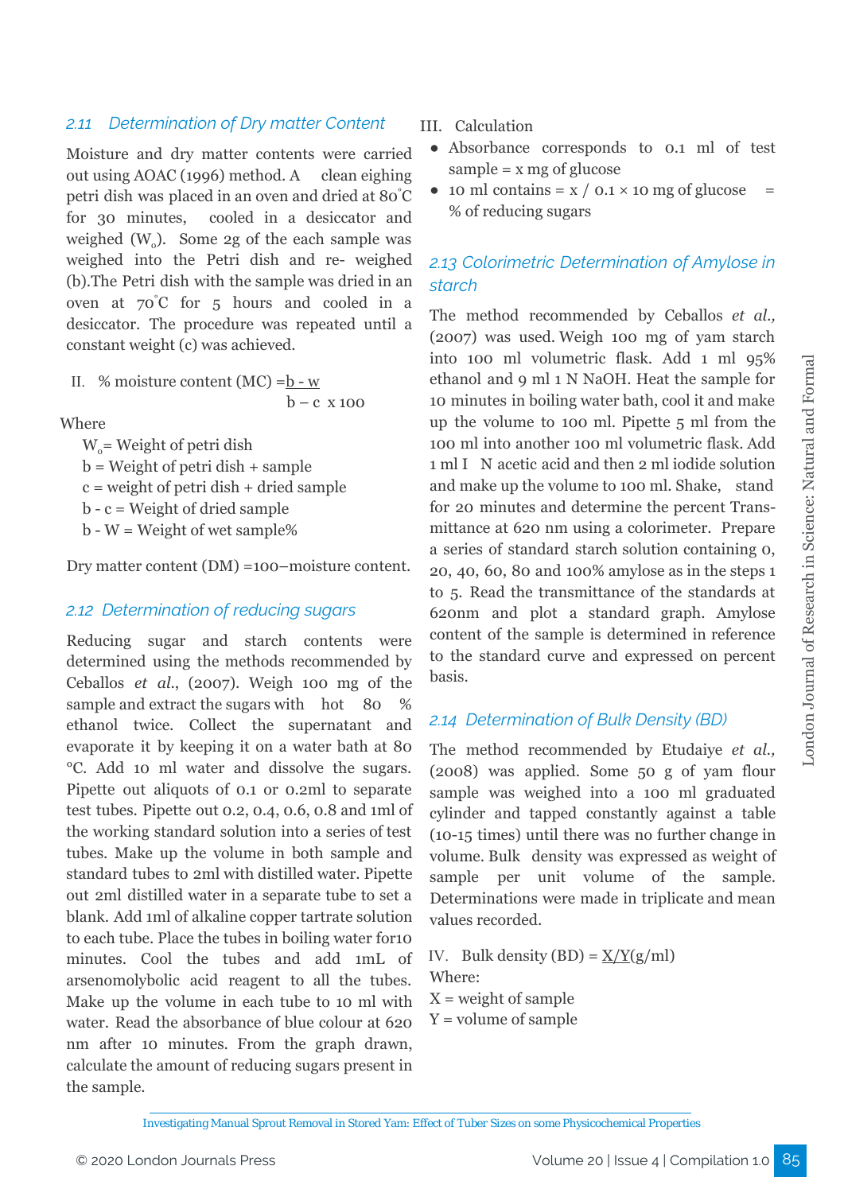### 2.11 Determination of Dry matter Content

Moisture and dry matter contents were carried out using AOAC (1996) method. A clean eighing petri dish was placed in an oven and dried at 80°C for 30 minutes, cooled in a desiccator and weighed ($W_o$). Some 2g of the each sample was weighed into the Petri dish and re- weighed (b).The Petri dish with the sample was dried in an oven at 70°C for 5 hours and cooled in a desiccator. The procedure was repeated until a constant weight (c) was achieved.

II. % moisture content (MC) $= \frac{b - w}{b - c} \times 100$

Where

$W_o$ = Weight of petri dish

b = Weight of petri dish + sample

c = weight of petri dish + dried sample

b - c = Weight of dried sample

b - W = Weight of wet sample%

Dry matter content (DM) =100–moisture content.

### 2.12 Determination of reducing sugars

Reducing sugar and starch contents were determined using the methods recommended by Ceballos *et al.*, (2007). Weigh 100 mg of the sample and extract the sugars with hot 80 % ethanol twice. Collect the supernatant and evaporate it by keeping it on a water bath at 80 °C. Add 10 ml water and dissolve the sugars. Pipette out aliquots of 0.1 or 0.2ml to separate test tubes. Pipette out 0.2, 0.4, 0.6, 0.8 and 1ml of the working standard solution into a series of test tubes. Make up the volume in both sample and standard tubes to 2ml with distilled water. Pipette out 2ml distilled water in a separate tube to set a blank. Add 1ml of alkaline copper tartrate solution to each tube. Place the tubes in boiling water for10 minutes. Cool the tubes and add 1mL of arsenomolybolic acid reagent to all the tubes. Make up the volume in each tube to 10 ml with water. Read the absorbance of blue colour at 620 nm after 10 minutes. From the graph drawn, calculate the amount of reducing sugars present in the sample.

III. Calculation

- Absorbance corresponds to 0.1 ml of test sample = x mg of glucose
- 10 ml contains = x / 0.1 × 10 mg of glucose = % of reducing sugars

### 2.13 Colorimetric Determination of Amylose in starch

The method recommended by Ceballos *et al.,* (2007) was used. Weigh 100 mg of yam starch into 100 ml volumetric flask. Add 1 ml 95% ethanol and 9 ml 1 N NaOH. Heat the sample for 10 minutes in boiling water bath, cool it and make up the volume to 100 ml. Pipette 5 ml from the 100 ml into another 100 ml volumetric flask. Add 1 ml I N acetic acid and then 2 ml iodide solution and make up the volume to 100 ml. Shake, stand for 20 minutes and determine the percent Transmittance at 620 nm using a colorimeter. Prepare a series of standard starch solution containing 0, 20, 40, 60, 80 and 100% amylose as in the steps 1 to 5. Read the transmittance of the standards at 620nm and plot a standard graph. Amylose content of the sample is determined in reference to the standard curve and expressed on percent basis.

### 2.14 Determination of Bulk Density (BD)

The method recommended by Etudaiye *et al.,* (2008) was applied. Some 50 g of yam flour sample was weighed into a 100 ml graduated cylinder and tapped constantly against a table (10-15 times) until there was no further change in volume. Bulk density was expressed as weight of sample per unit volume of the sample. Determinations were made in triplicate and mean values recorded.

IV. Bulk density (BD) = $\frac{X}{Y}$ (g/ml)

Where:

X = weight of sample

Y = volume of sample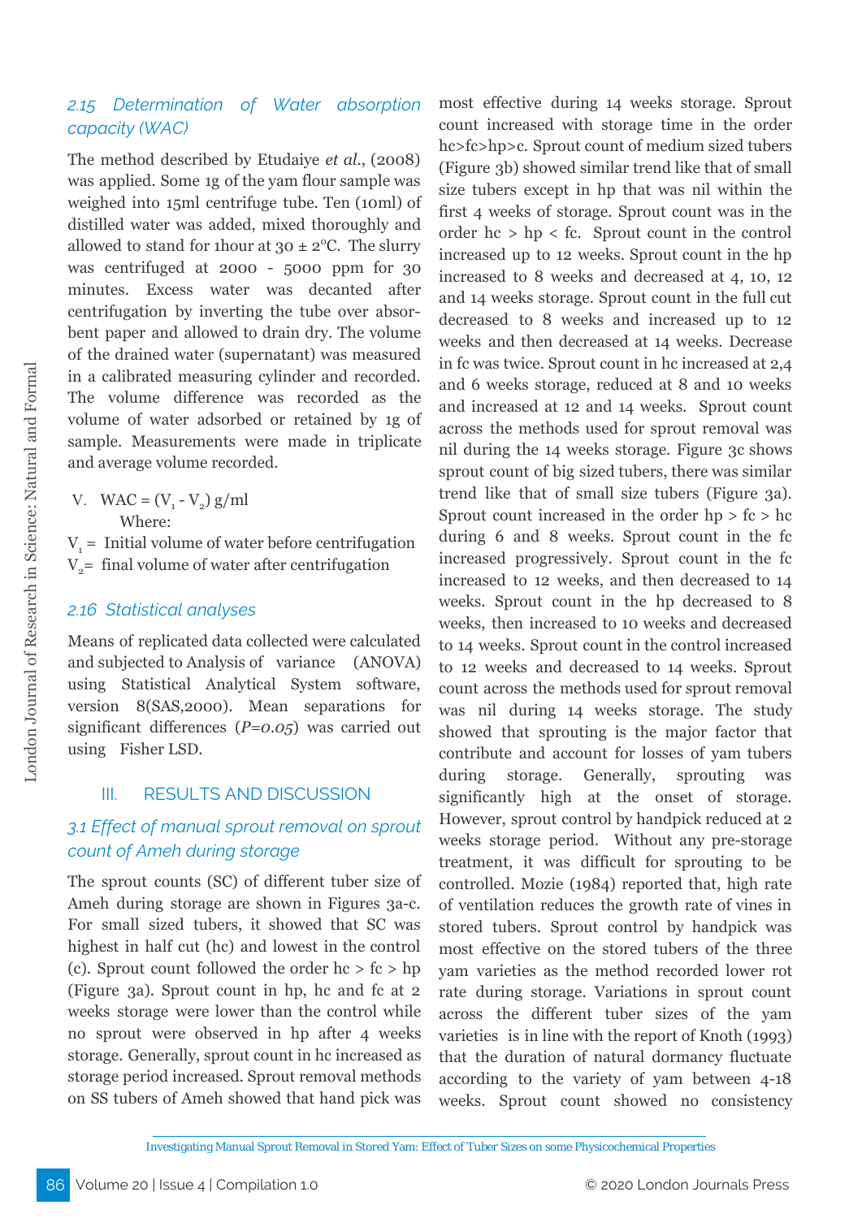### 2.15 Determination of Water absorption capacity (WAC)

The method described by Etudaiye *et al.*, (2008) was applied. Some 1g of the yam flour sample was weighed into 15ml centrifuge tube. Ten (10ml) of distilled water was added, mixed thoroughly and allowed to stand for 1hour at 30 ± 2°C. The slurry was centrifuged at 2000 - 5000 ppm for 30 minutes. Excess water was decanted after centrifugation by inverting the tube over absorbent paper and allowed to drain dry. The volume of the drained water (supernatant) was measured in a calibrated measuring cylinder and recorded. The volume difference was recorded as the volume of water adsorbed or retained by 1g of sample. Measurements were made in triplicate and average volume recorded.

V. $WAC = (V_1 - V_2)$ g/ml

Where:

$V_1$ = Initial volume of water before centrifugation

$V_2$ = final volume of water after centrifugation

### 2.16 Statistical analyses

Means of replicated data collected were calculated and subjected to Analysis of variance (ANOVA) using Statistical Analytical System software, version 8(SAS,2000). Mean separations for significant differences (*P=0.05*) was carried out using Fisher LSD.

## III. RESULTS AND DISCUSSION

### 3.1 Effect of manual sprout removal on sprout count of Ameh during storage

The sprout counts (SC) of different tuber size of Ameh during storage are shown in Figures 3a-c. For small sized tubers, it showed that SC was highest in half cut (hc) and lowest in the control (c). Sprout count followed the order hc > fc > hp (Figure 3a). Sprout count in hp, hc and fc at 2 weeks storage were lower than the control while no sprout were observed in hp after 4 weeks storage. Generally, sprout count in hc increased as storage period increased. Sprout removal methods on SS tubers of Ameh showed that hand pick was most effective during 14 weeks storage. Sprout count increased with storage time in the order hc>fc>hp>c. Sprout count of medium sized tubers (Figure 3b) showed similar trend like that of small size tubers except in hp that was nil within the first 4 weeks of storage. Sprout count was in the order hc > hp < fc. Sprout count in the control increased up to 12 weeks. Sprout count in the hp increased to 8 weeks and decreased at 4, 10, 12 and 14 weeks storage. Sprout count in the full cut decreased to 8 weeks and increased up to 12 weeks and then decreased at 14 weeks. Decrease in fc was twice. Sprout count in hc increased at 2,4 and 6 weeks storage, reduced at 8 and 10 weeks and increased at 12 and 14 weeks. Sprout count across the methods used for sprout removal was nil during the 14 weeks storage. Figure 3c shows sprout count of big sized tubers, there was similar trend like that of small size tubers (Figure 3a). Sprout count increased in the order hp > fc > hc during 6 and 8 weeks. Sprout count in the fc increased progressively. Sprout count in the fc increased to 12 weeks, and then decreased to 14 weeks. Sprout count in the hp decreased to 8 weeks, then increased to 10 weeks and decreased to 14 weeks. Sprout count in the control increased to 12 weeks and decreased to 14 weeks. Sprout count across the methods used for sprout removal was nil during 14 weeks storage. The study showed that sprouting is the major factor that contribute and account for losses of yam tubers during storage. Generally, sprouting was significantly high at the onset of storage. However, sprout control by handpick reduced at 2 weeks storage period. Without any pre-storage treatment, it was difficult for sprouting to be controlled. Mozie (1984) reported that, high rate of ventilation reduces the growth rate of vines in stored tubers. Sprout control by handpick was most effective on the stored tubers of the three yam varieties as the method recorded lower rot rate during storage. Variations in sprout count across the different tuber sizes of the yam varieties is in line with the report of Knoth (1993) that the duration of natural dormancy fluctuate according to the variety of yam between 4-18 weeks. Sprout count showed no consistency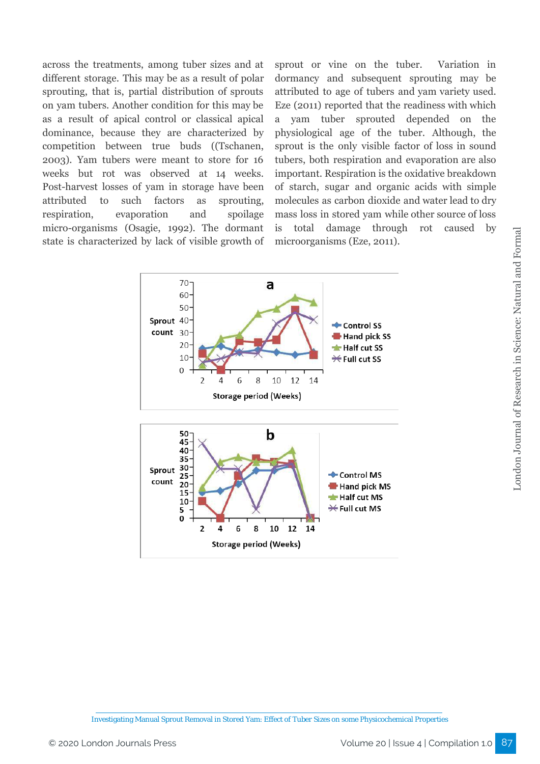across the treatments, among tuber sizes and at different storage. This may be as a result of polar sprouting, that is, partial distribution of sprouts on yam tubers. Another condition for this may be as a result of apical control or classical apical dominance, because they are characterized by competition between true buds ((Tschanen, 2003). Yam tubers were meant to store for 16 weeks but rot was observed at 14 weeks. Post-harvest losses of yam in storage have been attributed to such factors as sprouting, respiration, evaporation and spoilage micro-organisms (Osagie, 1992). The dormant state is characterized by lack of visible growth of sprout or vine on the tuber. Variation in dormancy and subsequent sprouting may be attributed to age of tubers and yam variety used. Eze (2011) reported that the readiness with which a yam tuber sprouted depended on the physiological age of the tuber. Although, the sprout is the only visible factor of loss in sound tubers, both respiration and evaporation are also important. Respiration is the oxidative breakdown of starch, sugar and organic acids with simple molecules as carbon dioxide and water lead to dry mass loss in stored yam while other source of loss is total damage through rot caused by microorganisms (Eze, 2011).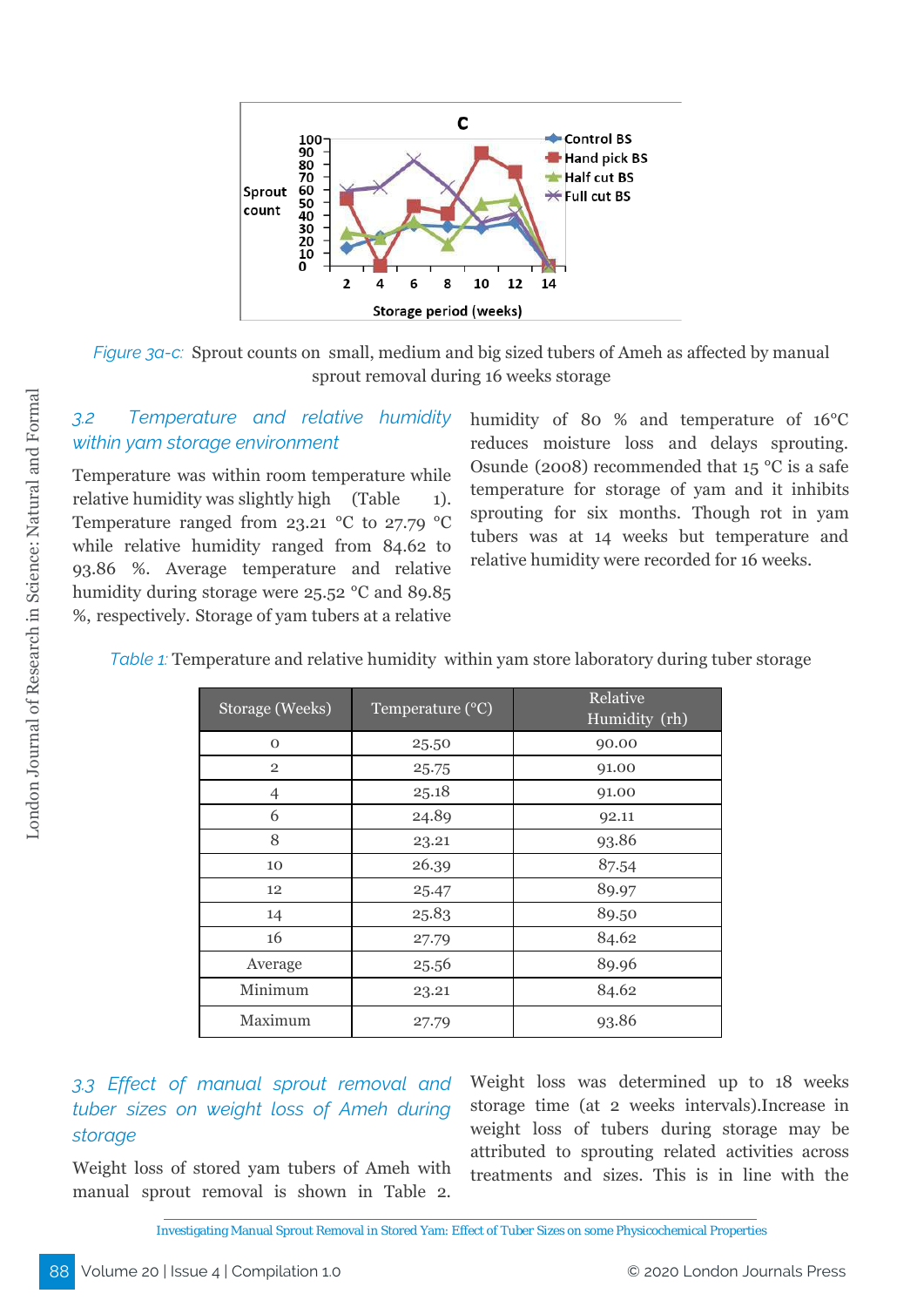*Figure 3a-c:* Sprout counts on small, medium and big sized tubers of Ameh as affected by manual sprout removal during 16 weeks storage

### *3.2 Temperature and relative humidity within yam storage environment*

Temperature was within room temperature while relative humidity was slightly high (Table 1). Temperature ranged from 23.21 °C to 27.79 °C while relative humidity ranged from 84.62 to 93.86 %. Average temperature and relative humidity during storage were 25.52 °C and 89.85 %, respectively. Storage of yam tubers at a relative humidity of 80 % and temperature of 16°C reduces moisture loss and delays sprouting. Osunde (2008) recommended that 15 °C is a safe temperature for storage of yam and it inhibits sprouting for six months. Though rot in yam tubers was at 14 weeks but temperature and relative humidity were recorded for 16 weeks.

*Table 1:* Temperature and relative humidity within yam store laboratory during tuber storage

| Storage (Weeks) | Temperature (°C) | Relative Humidity (rh) |
|---|---|---|
| 0 | 25.50 | 90.00 |
| 2 | 25.75 | 91.00 |
| 4 | 25.18 | 91.00 |
| 6 | 24.89 | 92.11 |
| 8 | 23.21 | 93.86 |
| 10 | 26.39 | 87.54 |
| 12 | 25.47 | 89.97 |
| 14 | 25.83 | 89.50 |
| 16 | 27.79 | 84.62 |
| Average | 25.56 | 89.96 |
| Minimum | 23.21 | 84.62 |
| Maximum | 27.79 | 93.86 |

### *3.3 Effect of manual sprout removal and tuber sizes on weight loss of Ameh during storage*

Weight loss of stored yam tubers of Ameh with manual sprout removal is shown in Table 2. Weight loss was determined up to 18 weeks storage time (at 2 weeks intervals).Increase in weight loss of tubers during storage may be attributed to sprouting related activities across treatments and sizes. This is in line with the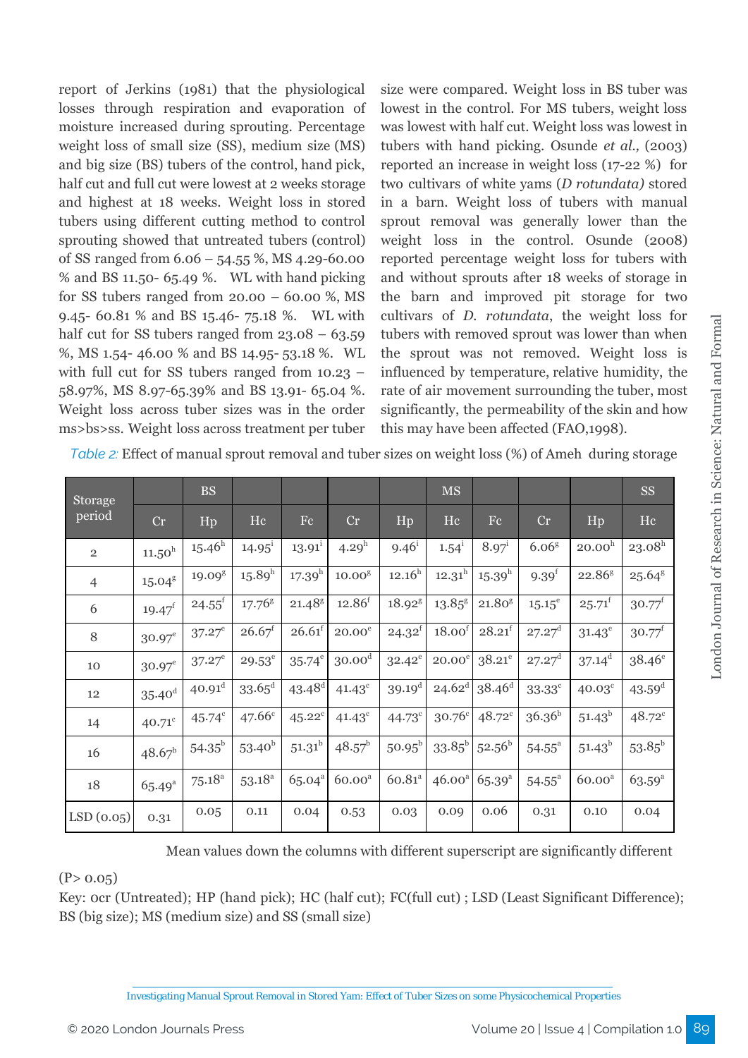report of Jerkins (1981) that the physiological losses through respiration and evaporation of moisture increased during sprouting. Percentage weight loss of small size (SS), medium size (MS) and big size (BS) tubers of the control, hand pick, half cut and full cut were lowest at 2 weeks storage and highest at 18 weeks. Weight loss in stored tubers using different cutting method to control sprouting showed that untreated tubers (control) of SS ranged from 6.06 – 54.55 %, MS 4.29-60.00 % and BS 11.50- 65.49 %. WL with hand picking for SS tubers ranged from 20.00 – 60.00 %, MS 9.45- 60.81 % and BS 15.46- 75.18 %. WL with half cut for SS tubers ranged from 23.08 – 63.59 %, MS 1.54- 46.00 % and BS 14.95- 53.18 %. WL with full cut for SS tubers ranged from 10.23 – 58.97%, MS 8.97-65.39% and BS 13.91- 65.04 %. Weight loss across tuber sizes was in the order ms>bs>ss. Weight loss across treatment per tuber size were compared. Weight loss in BS tuber was lowest in the control. For MS tubers, weight loss was lowest with half cut. Weight loss was lowest in tubers with hand picking. Osunde *et al.,* (2003) reported an increase in weight loss (17-22 %) for two cultivars of white yams (*D rotundata)* stored in a barn. Weight loss of tubers with manual sprout removal was generally lower than the weight loss in the control. Osunde (2008) reported percentage weight loss for tubers with and without sprouts after 18 weeks of storage in the barn and improved pit storage for two cultivars of *D. rotundata*, the weight loss for tubers with removed sprout was lower than when the sprout was not removed. Weight loss is influenced by temperature, relative humidity, the rate of air movement surrounding the tuber, most significantly, the permeability of the skin and how this may have been affected (FAO,1998).

*Table 2:* Effect of manual sprout removal and tuber sizes on weight loss (%) of Ameh during storage

| Storage period | | BS | | | | | MS | | | | SS |
|---|---|---|---|---|---|---|---|---|---|---|---|
| | Cr | Hp | Hc | Fc | Cr | Hp | Hc | Fc | Cr | Hp | Hc |
| 2 | $11.50^{h}$ | $15.46^{h}$ | $14.95^{i}$ | $13.91^{i}$ | $4.29^{h}$ | $9.46^{i}$ | $1.54^{i}$ | $8.97^{i}$ | $6.06^{g}$ | $20.00^{h}$ | $23.08^{h}$ |
| 4 | $15.04^{g}$ | $19.09^{g}$ | $15.89^{h}$ | $17.39^{h}$ | $10.00^{g}$ | $12.16^{h}$ | $12.31^{h}$ | $15.39^{h}$ | $9.39^{f}$ | $22.86^{g}$ | $25.64^{g}$ |
| 6 | $19.47^{f}$ | $24.55^{f}$ | $17.76^{g}$ | $21.48^{g}$ | $12.86^{f}$ | $18.92^{g}$ | $13.85^{g}$ | $21.80^{g}$ | $15.15^{e}$ | $25.71^{f}$ | $30.77^{f}$ |
| 8 | $30.97^{e}$ | $37.27^{e}$ | $26.67^{f}$ | $26.61^{f}$ | $20.00^{e}$ | $24.32^{f}$ | $18.00^{f}$ | $28.21^{f}$ | $27.27^{d}$ | $31.43^{e}$ | $30.77^{f}$ |
| 10 | $30.97^{e}$ | $37.27^{e}$ | $29.53^{e}$ | $35.74^{e}$ | $30.00^{d}$ | $32.42^{e}$ | $20.00^{e}$ | $38.21^{e}$ | $27.27^{d}$ | $37.14^{d}$ | $38.46^{e}$ |
| 12 | $35.40^{d}$ | $40.91^{d}$ | $33.65^{d}$ | $43.48^{d}$ | $41.43^{c}$ | $39.19^{d}$ | $24.62^{d}$ | $38.46^{d}$ | $33.33^{c}$ | $40.03^{c}$ | $43.59^{d}$ |
| 14 | $40.71^{c}$ | $45.74^{c}$ | $47.66^{c}$ | $45.22^{c}$ | $41.43^{c}$ | $44.73^{c}$ | $30.76^{c}$ | $48.72^{c}$ | $36.36^{b}$ | $51.43^{b}$ | $48.72^{c}$ |
| 16 | $48.67^{b}$ | $54.35^{b}$ | $53.40^{b}$ | $51.31^{b}$ | $48.57^{b}$ | $50.95^{b}$ | $33.85^{b}$ | $52.56^{b}$ | $54.55^{a}$ | $51.43^{b}$ | $53.85^{b}$ |
| 18 | $65.49^{a}$ | $75.18^{a}$ | $53.18^{a}$ | $65.04^{a}$ | $60.00^{a}$ | $60.81^{a}$ | $46.00^{a}$ | $65.39^{a}$ | $54.55^{a}$ | $60.00^{a}$ | $63.59^{a}$ |
| LSD (0.05) | 0.31 | 0.05 | 0.11 | 0.04 | 0.53 | 0.03 | 0.09 | 0.06 | 0.31 | 0.10 | 0.04 |

Mean values down the columns with different superscript are significantly different ($P > 0.05$)

Key: 0cr (Untreated); HP (hand pick); HC (half cut); FC(full cut) ; LSD (Least Significant Difference); BS (big size); MS (medium size) and SS (small size)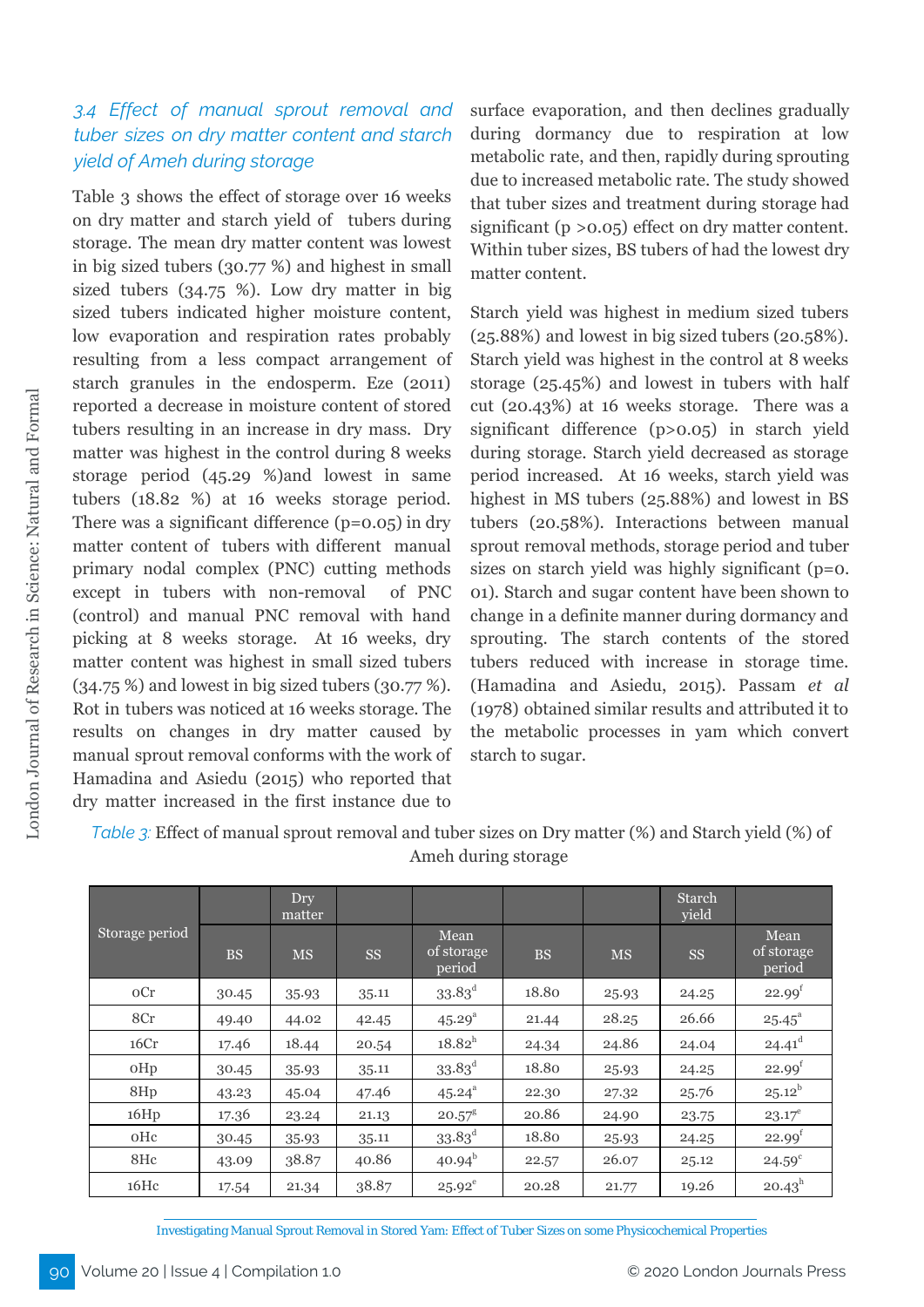### 3.4 Effect of manual sprout removal and tuber sizes on dry matter content and starch yield of Ameh during storage

Table 3 shows the effect of storage over 16 weeks on dry matter and starch yield of tubers during storage. The mean dry matter content was lowest in big sized tubers (30.77 %) and highest in small sized tubers (34.75 %). Low dry matter in big sized tubers indicated higher moisture content, low evaporation and respiration rates probably resulting from a less compact arrangement of starch granules in the endosperm. Eze (2011) reported a decrease in moisture content of stored tubers resulting in an increase in dry mass. Dry matter was highest in the control during 8 weeks storage period (45.29 %)and lowest in same tubers (18.82 %) at 16 weeks storage period. There was a significant difference (p=0.05) in dry matter content of tubers with different manual primary nodal complex (PNC) cutting methods except in tubers with non-removal of PNC (control) and manual PNC removal with hand picking at 8 weeks storage. At 16 weeks, dry matter content was highest in small sized tubers (34.75 %) and lowest in big sized tubers (30.77 %). Rot in tubers was noticed at 16 weeks storage. The results on changes in dry matter caused by manual sprout removal conforms with the work of Hamadina and Asiedu (2015) who reported that dry matter increased in the first instance due to surface evaporation, and then declines gradually during dormancy due to respiration at low metabolic rate, and then, rapidly during sprouting due to increased metabolic rate. The study showed that tuber sizes and treatment during storage had significant (p >0.05) effect on dry matter content. Within tuber sizes, BS tubers of had the lowest dry matter content.

Starch yield was highest in medium sized tubers (25.88%) and lowest in big sized tubers (20.58%). Starch yield was highest in the control at 8 weeks storage (25.45%) and lowest in tubers with half cut (20.43%) at 16 weeks storage. There was a significant difference (p>0.05) in starch yield during storage. Starch yield decreased as storage period increased. At 16 weeks, starch yield was highest in MS tubers (25.88%) and lowest in BS tubers (20.58%). Interactions between manual sprout removal methods, storage period and tuber sizes on starch yield was highly significant (p=0. 01). Starch and sugar content have been shown to change in a definite manner during dormancy and sprouting. The starch contents of the stored tubers reduced with increase in storage time. (Hamadina and Asiedu, 2015). Passam *et al* (1978) obtained similar results and attributed it to the metabolic processes in yam which convert starch to sugar.

*Table 3:* Effect of manual sprout removal and tuber sizes on Dry matter (%) and Starch yield (%) of Ameh during storage

| Storage period | Dry matter | | | | Starch yield | | | |
|---|---|---|---|---|---|---|---|---|
| | BS | MS | SS | Mean of storage period | BS | MS | SS | Mean of storage period |
| 0Cr | 30.45 | 35.93 | 35.11 | 33.83[d] | 18.80 | 25.93 | 24.25 | 22.99[f] |
| 8Cr | 49.40 | 44.02 | 42.45 | 45.29[a] | 21.44 | 28.25 | 26.66 | 25.45[a] |
| 16Cr | 17.46 | 18.44 | 20.54 | 18.82[h] | 24.34 | 24.86 | 24.04 | 24.41[d] |
| 0Hp | 30.45 | 35.93 | 35.11 | 33.83[d] | 18.80 | 25.93 | 24.25 | 22.99[f] |
| 8Hp | 43.23 | 45.04 | 47.46 | 45.24[a] | 22.30 | 27.32 | 25.76 | 25.12[b] |
| 16Hp | 17.36 | 23.24 | 21.13 | 20.57[g] | 20.86 | 24.90 | 23.75 | 23.17[e] |
| 0Hc | 30.45 | 35.93 | 35.11 | 33.83[d] | 18.80 | 25.93 | 24.25 | 22.99[f] |
| 8Hc | 43.09 | 38.87 | 40.86 | 40.94[b] | 22.57 | 26.07 | 25.12 | 24.59[c] |
| 16Hc | 17.54 | 21.34 | 38.87 | 25.92[e] | 20.28 | 21.77 | 19.26 | 20.43[h] |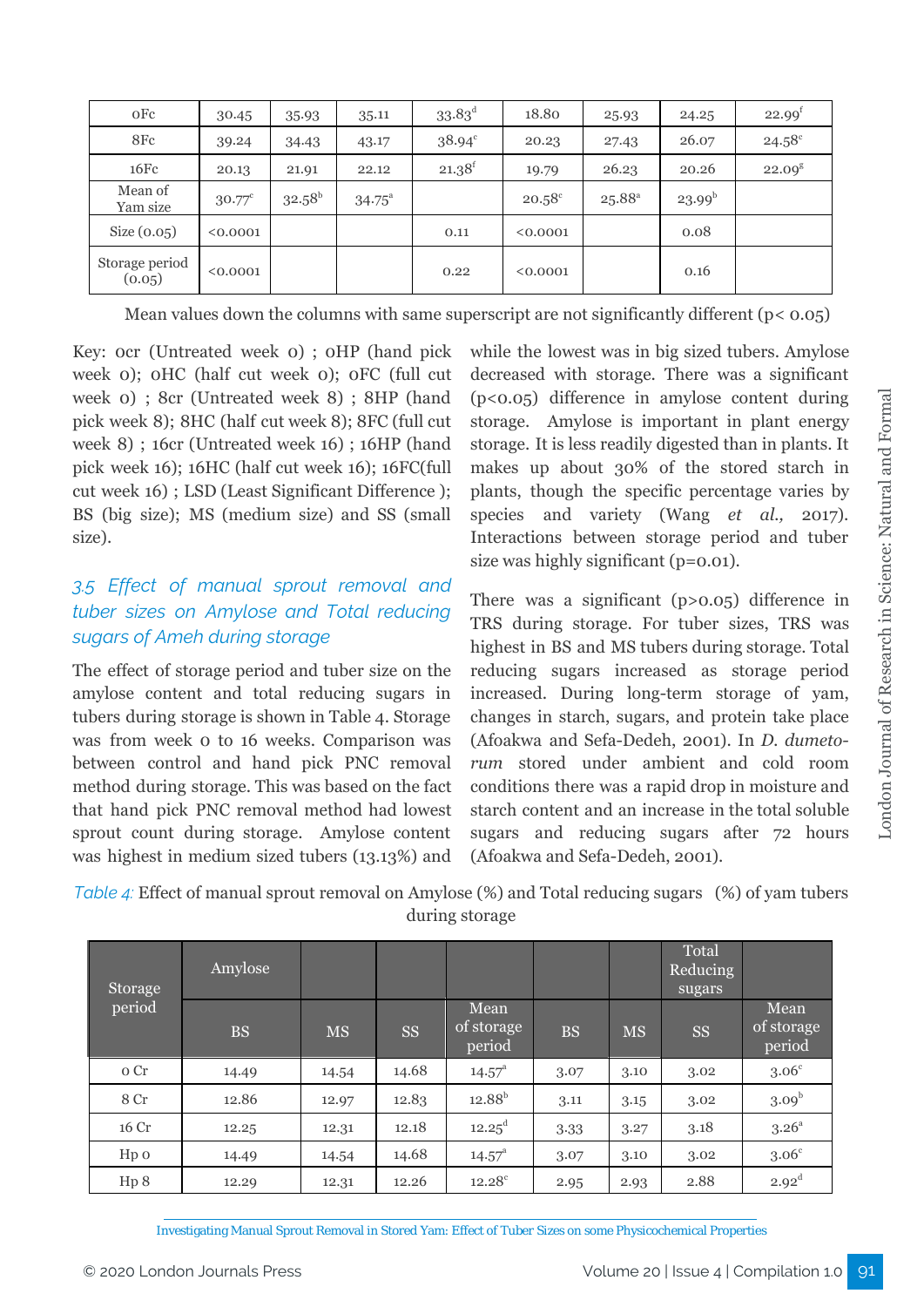| 0Fc | 30.45 | 35.93 | 35.11 | 33.83[d] | 18.80 | 25.93 | 24.25 | 22.99[f] |
|---|---|---|---|---|---|---|---|---|
| 8Fc | 39.24 | 34.43 | 43.17 | 38.94[c] | 20.23 | 27.43 | 26.07 | 24.58[c] |
| 16Fc | 20.13 | 21.91 | 22.12 | 21.38[f] | 19.79 | 26.23 | 20.26 | 22.09[g] |
| Mean of Yam size | 30.77[c] | 32.58[b] | 34.75[a] | | 20.58[c] | 25.88[a] | 23.99[b] | |
| Size (0.05) | <0.0001 | | | 0.11 | <0.0001 | | 0.08 | |
| Storage period (0.05) | <0.0001 | | | 0.22 | <0.0001 | | 0.16 | |

Mean values down the columns with same superscript are not significantly different ($p< 0.05$)

Key: 0cr (Untreated week 0) ; 0HP (hand pick week 0); 0HC (half cut week 0); 0FC (full cut week 0) ; 8cr (Untreated week 8) ; 8HP (hand pick week 8); 8HC (half cut week 8); 8FC (full cut week 8) ; 16cr (Untreated week 16) ; 16HP (hand pick week 16); 16HC (half cut week 16); 16FC(full cut week 16) ; LSD (Least Significant Difference ); BS (big size); MS (medium size) and SS (small size).

### *3.5 Effect of manual sprout removal and tuber sizes on Amylose and Total reducing sugars of Ameh during storage*

The effect of storage period and tuber size on the amylose content and total reducing sugars in tubers during storage is shown in Table 4. Storage was from week 0 to 16 weeks. Comparison was between control and hand pick PNC removal method during storage. This was based on the fact that hand pick PNC removal method had lowest sprout count during storage. Amylose content was highest in medium sized tubers (13.13%) and while the lowest was in big sized tubers. Amylose decreased with storage. There was a significant ($p<0.05$) difference in amylose content during storage. Amylose is important in plant energy storage. It is less readily digested than in plants. It makes up about 30% of the stored starch in plants, though the specific percentage varies by species and variety (Wang *et al.,* 2017). Interactions between storage period and tuber size was highly significant ($p=0.01$).

There was a significant ($p>0.05$) difference in TRS during storage. For tuber sizes, TRS was highest in BS and MS tubers during storage. Total reducing sugars increased as storage period increased. During long-term storage of yam, changes in starch, sugars, and protein take place (Afoakwa and Sefa-Dedeh, 2001). In *D. dumetorum* stored under ambient and cold room conditions there was a rapid drop in moisture and starch content and an increase in the total soluble sugars and reducing sugars after 72 hours (Afoakwa and Sefa-Dedeh, 2001).

*Table 4:* Effect of manual sprout removal on Amylose (%) and Total reducing sugars (%) of yam tubers during storage

| Storage period | Amylose | | | | Total Reducing sugars | | | |
|---|---|---|---|---|---|---|---|---|
| | BS | MS | SS | Mean of storage period | BS | MS | SS | Mean of storage period |
| 0 Cr | 14.49 | 14.54 | 14.68 | 14.57[a] | 3.07 | 3.10 | 3.02 | 3.06[c] |
| 8 Cr | 12.86 | 12.97 | 12.83 | 12.88[b] | 3.11 | 3.15 | 3.02 | 3.09[b] |
| 16 Cr | 12.25 | 12.31 | 12.18 | 12.25[d] | 3.33 | 3.27 | 3.18 | 3.26[a] |
| Hp 0 | 14.49 | 14.54 | 14.68 | 14.57[a] | 3.07 | 3.10 | 3.02 | 3.06[c] |
| Hp 8 | 12.29 | 12.31 | 12.26 | 12.28[c] | 2.95 | 2.93 | 2.88 | 2.92[d] |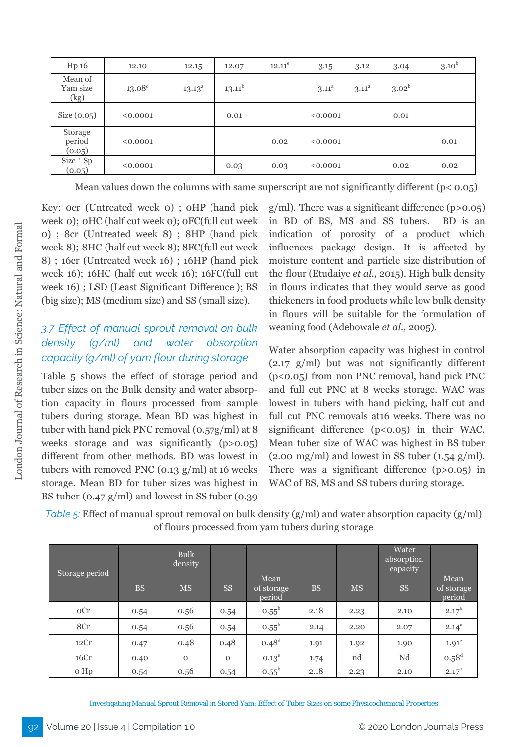| Hp 16 | 12.10 | 12.15 | 12.07 | 12.11[e] | 3.15 | 3.12 | 3.04 | 3.10[b] |
|---|---|---|---|---|---|---|---|---|
| Mean of Yam size (kg) | 13.08[c] | 13.13[a] | 13.11[b] | | 3.11[a] | 3.11[a] | 3.02[b] | |
| Size (0.05) | <0.0001 | | 0.01 | | <0.0001 | | 0.01 | |
| Storage period (0.05) | <0.0001 | | | 0.02 | <0.0001 | | | 0.01 |
| Size * Sp (0.05) | <0.0001 | | 0.03 | 0.03 | <0.0001 | | 0.02 | 0.02 |

Mean values down the columns with same superscript are not significantly different (p< 0.05)

Key: 0cr (Untreated week 0) ; 0HP (hand pick week 0); 0HC (half cut week 0); 0FC(full cut week 0) ; 8cr (Untreated week 8) ; 8HP (hand pick week 8); 8HC (half cut week 8); 8FC(full cut week 8) ; 16cr (Untreated week 16) ; 16HP (hand pick week 16); 16HC (half cut week 16); 16FC(full cut week 16) ; LSD (Least Significant Difference ); BS (big size); MS (medium size) and SS (small size).

### *3.7 Effect of manual sprout removal on bulk density (g/ml) and water absorption capacity (g/ml) of yam flour during storage*

Table 5 shows the effect of storage period and tuber sizes on the Bulk density and water absorption capacity in flours processed from sample tubers during storage. Mean BD was highest in tuber with hand pick PNC removal (0.57g/ml) at 8 weeks storage and was significantly (p>0.05) different from other methods. BD was lowest in tubers with removed PNC (0.13 g/ml) at 16 weeks storage. Mean BD for tuber sizes was highest in BS tuber (0.47 g/ml) and lowest in SS tuber (0.39 g/ml). There was a significant difference (p>0.05) in BD of BS, MS and SS tubers. BD is an indication of porosity of a product which influences package design. It is affected by moisture content and particle size distribution of the flour (Etudaiye *et al.,* 2015). High bulk density in flours indicates that they would serve as good thickeners in food products while low bulk density in flours will be suitable for the formulation of weaning food (Adebowale *et al.,* 2005).

Water absorption capacity was highest in control (2.17 g/ml) but was not significantly different (p<0.05) from non PNC removal, hand pick PNC and full cut PNC at 8 weeks storage. WAC was lowest in tubers with hand picking, half cut and full cut PNC removals at16 weeks. There was no significant difference (p<0.05) in their WAC. Mean tuber size of WAC was highest in BS tuber (2.00 mg/ml) and lowest in SS tuber (1.54 g/ml). There was a significant difference (p>0.05) in WAC of BS, MS and SS tubers during storage.

*Table 5:* Effect of manual sprout removal on bulk density (g/ml) and water absorption capacity (g/ml) of flours processed from yam tubers during storage

| Storage period | | Bulk density | | | | | Water absorption capacity | |
|---|---|---|---|---|---|---|---|---|
| | BS | MS | SS | Mean of storage period | BS | MS | SS | Mean of storage period |
| 0Cr | 0.54 | 0.56 | 0.54 | 0.55[b] | 2.18 | 2.23 | 2.10 | 2.17[a] |
| 8Cr | 0.54 | 0.56 | 0.54 | 0.55[b] | 2.14 | 2.20 | 2.07 | 2.14[a] |
| 12Cr | 0.47 | 0.48 | 0.48 | 0.48[d] | 1.91 | 1.92 | 1.90 | 1.91[c] |
| 16Cr | 0.40 | 0 | 0 | 0.13[e] | 1.74 | nd | Nd | 0.58[d] |
| 0 Hp | 0.54 | 0.56 | 0.54 | 0.55[b] | 2.18 | 2.23 | 2.10 | 2.17[a] |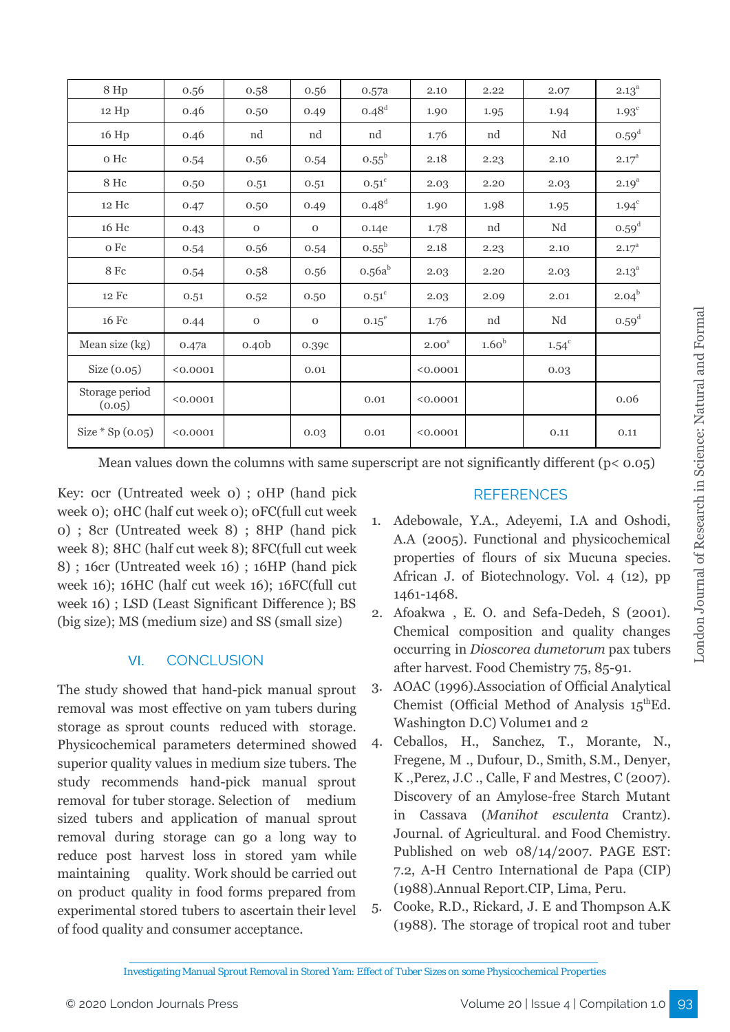| 8 Hp | 0.56 | 0.58 | 0.56 | 0.57a | 2.10 | 2.22 | 2.07 | 2.13[a] |
|---|---|---|---|---|---|---|---|---|
| 12 Hp | 0.46 | 0.50 | 0.49 | 0.48[d] | 1.90 | 1.95 | 1.94 | 1.93[c] |
| 16 Hp | 0.46 | nd | nd | nd | 1.76 | nd | Nd | 0.59[d] |
| 0 Hc | 0.54 | 0.56 | 0.54 | 0.55[b] | 2.18 | 2.23 | 2.10 | 2.17[a] |
| 8 Hc | 0.50 | 0.51 | 0.51 | 0.51[c] | 2.03 | 2.20 | 2.03 | 2.19[a] |
| 12 Hc | 0.47 | 0.50 | 0.49 | 0.48[d] | 1.90 | 1.98 | 1.95 | 1.94[c] |
| 16 Hc | 0.43 | 0 | 0 | 0.14e | 1.78 | nd | Nd | 0.59[d] |
| 0 Fc | 0.54 | 0.56 | 0.54 | 0.55[b] | 2.18 | 2.23 | 2.10 | 2.17[a] |
| 8 Fc | 0.54 | 0.58 | 0.56 | 0.56a[b] | 2.03 | 2.20 | 2.03 | 2.13[a] |
| 12 Fc | 0.51 | 0.52 | 0.50 | 0.51[c] | 2.03 | 2.09 | 2.01 | 2.04[b] |
| 16 Fc | 0.44 | 0 | 0 | 0.15[e] | 1.76 | nd | Nd | 0.59[d] |
| Mean size (kg) | 0.47a | 0.40b | 0.39c | | 2.00[a] | 1.60[b] | 1.54[c] | |
| Size (0.05) | <0.0001 | | 0.01 | | <0.0001 | | 0.03 | |
| Storage period (0.05) | <0.0001 | | | 0.01 | <0.0001 | | | 0.06 |
| Size * Sp (0.05) | <0.0001 | | 0.03 | 0.01 | <0.0001 | | 0.11 | 0.11 |

Mean values down the columns with same superscript are not significantly different ($p < 0.05$)

Key: 0cr (Untreated week 0) ; 0HP (hand pick week 0); 0HC (half cut week 0); 0FC(full cut week 0) ; 8cr (Untreated week 8) ; 8HP (hand pick week 8); 8HC (half cut week 8); 8FC(full cut week 8) ; 16cr (Untreated week 16) ; 16HP (hand pick week 16); 16HC (half cut week 16); 16FC(full cut week 16) ; LSD (Least Significant Difference ); BS (big size); MS (medium size) and SS (small size)

## VI. CONCLUSION

The study showed that hand-pick manual sprout removal was most effective on yam tubers during storage as sprout counts reduced with storage. Physicochemical parameters determined showed superior quality values in medium size tubers. The study recommends hand-pick manual sprout removal for tuber storage. Selection of medium sized tubers and application of manual sprout removal during storage can go a long way to reduce post harvest loss in stored yam while maintaining quality. Work should be carried out on product quality in food forms prepared from experimental stored tubers to ascertain their level of food quality and consumer acceptance.

## REFERENCES

1. Adebowale, Y.A., Adeyemi, I.A and Oshodi, A.A (2005). Functional and physicochemical properties of flours of six Mucuna species. African J. of Biotechnology. Vol. 4 (12), pp 1461-1468.
2. Afoakwa , E. O. and Sefa-Dedeh, S (2001). Chemical composition and quality changes occurring in *Dioscorea dumetorum* pax tubers after harvest. Food Chemistry 75, 85-91.
3. AOAC (1996).Association of Official Analytical Chemist (Official Method of Analysis 15[th]Ed. Washington D.C) Volume1 and 2
4. Ceballos, H., Sanchez, T., Morante, N., Fregene, M ., Dufour, D., Smith, S.M., Denyer, K .,Perez, J.C ., Calle, F and Mestres, C (2007). Discovery of an Amylose-free Starch Mutant in Cassava (*Manihot esculenta* Crantz). Journal. of Agricultural. and Food Chemistry. Published on web 08/14/2007. PAGE EST: 7.2, A-H Centro International de Papa (CIP) (1988).Annual Report.CIP, Lima, Peru.
5. Cooke, R.D., Rickard, J. E and Thompson A.K (1988). The storage of tropical root and tuber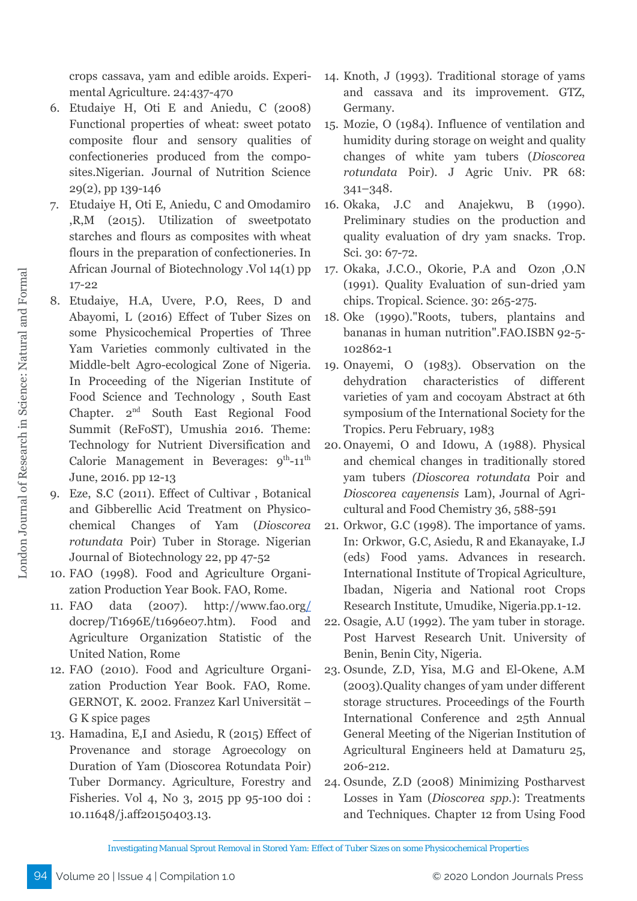crops cassava, yam and edible aroids. Experimental Agriculture. 24:437-470

6. Etudaiye H, Oti E and Aniedu, C (2008) Functional properties of wheat: sweet potato composite flour and sensory qualities of confectioneries produced from the composites.Nigerian. Journal of Nutrition Science 29(2), pp 139-146
7. Etudaiye H, Oti E, Aniedu, C and Omodamiro ,R,M (2015). Utilization of sweetpotato starches and flours as composites with wheat flours in the preparation of confectioneries. In African Journal of Biotechnology .Vol 14(1) pp 17-22
8. Etudaiye, H.A, Uvere, P.O, Rees, D and Abayomi, L (2016) Effect of Tuber Sizes on some Physicochemical Properties of Three Yam Varieties commonly cultivated in the Middle-belt Agro-ecological Zone of Nigeria. In Proceeding of the Nigerian Institute of Food Science and Technology , South East Chapter. 2nd South East Regional Food Summit (ReFoST), Umushia 2016. Theme: Technology for Nutrient Diversification and Calorie Management in Beverages: 9th-11th June, 2016. pp 12-13
9. Eze, S.C (2011). Effect of Cultivar , Botanical and Gibberellic Acid Treatment on Physicochemical Changes of Yam (*Dioscorea rotundata* Poir) Tuber in Storage. Nigerian Journal of Biotechnology 22, pp 47-52
10. FAO (1998). Food and Agriculture Organization Production Year Book. FAO, Rome.
11. FAO data (2007). http://www.fao.org/docrep/T1696E/t1696e07.htm). Food and Agriculture Organization Statistic of the United Nation, Rome
12. FAO (2010). Food and Agriculture Organization Production Year Book. FAO, Rome. GERNOT, K. 2002. Franzez Karl Universität – G K spice pages
13. Hamadina, E,I and Asiedu, R (2015) Effect of Provenance and storage Agroecology on Duration of Yam (Dioscorea Rotundata Poir) Tuber Dormancy. Agriculture, Forestry and Fisheries. Vol 4, No 3, 2015 pp 95-100 doi : 10.11648/j.aff20150403.13.
14. Knoth, J (1993). Traditional storage of yams and cassava and its improvement. GTZ, Germany.
15. Mozie, O (1984). Influence of ventilation and humidity during storage on weight and quality changes of white yam tubers (*Dioscorea rotundata* Poir). J Agric Univ. PR 68: 341–348.
16. Okaka, J.C and Anajekwu, B (1990). Preliminary studies on the production and quality evaluation of dry yam snacks. Trop. Sci. 30: 67-72.
17. Okaka, J.C.O., Okorie, P.A and Ozon ,O.N (1991). Quality Evaluation of sun-dried yam chips. Tropical. Science. 30: 265-275.
18. Oke (1990)."Roots, tubers, plantains and bananas in human nutrition".FAO.ISBN 92-5-102862-1
19. Onayemi, O (1983). Observation on the dehydration characteristics of different varieties of yam and cocoyam Abstract at 6th symposium of the International Society for the Tropics. Peru February, 1983
20. Onayemi, O and Idowu, A (1988). Physical and chemical changes in traditionally stored yam tubers *(Dioscorea rotundata* Poir and *Dioscorea cayenensis* Lam), Journal of Agricultural and Food Chemistry 36, 588-591
21. Orkwor, G.C (1998). The importance of yams. In: Orkwor, G.C, Asiedu, R and Ekanayake, I.J (eds) Food yams. Advances in research. International Institute of Tropical Agriculture, Ibadan, Nigeria and National root Crops Research Institute, Umudike, Nigeria.pp.1-12.
22. Osagie, A.U (1992). The yam tuber in storage. Post Harvest Research Unit. University of Benin, Benin City, Nigeria.
23. Osunde, Z.D, Yisa, M.G and El-Okene, A.M (2003).Quality changes of yam under different storage structures. Proceedings of the Fourth International Conference and 25th Annual General Meeting of the Nigerian Institution of Agricultural Engineers held at Damaturu 25, 206-212.
24. Osunde, Z.D (2008) Minimizing Postharvest Losses in Yam (*Dioscorea spp.*): Treatments and Techniques. Chapter 12 from Using Food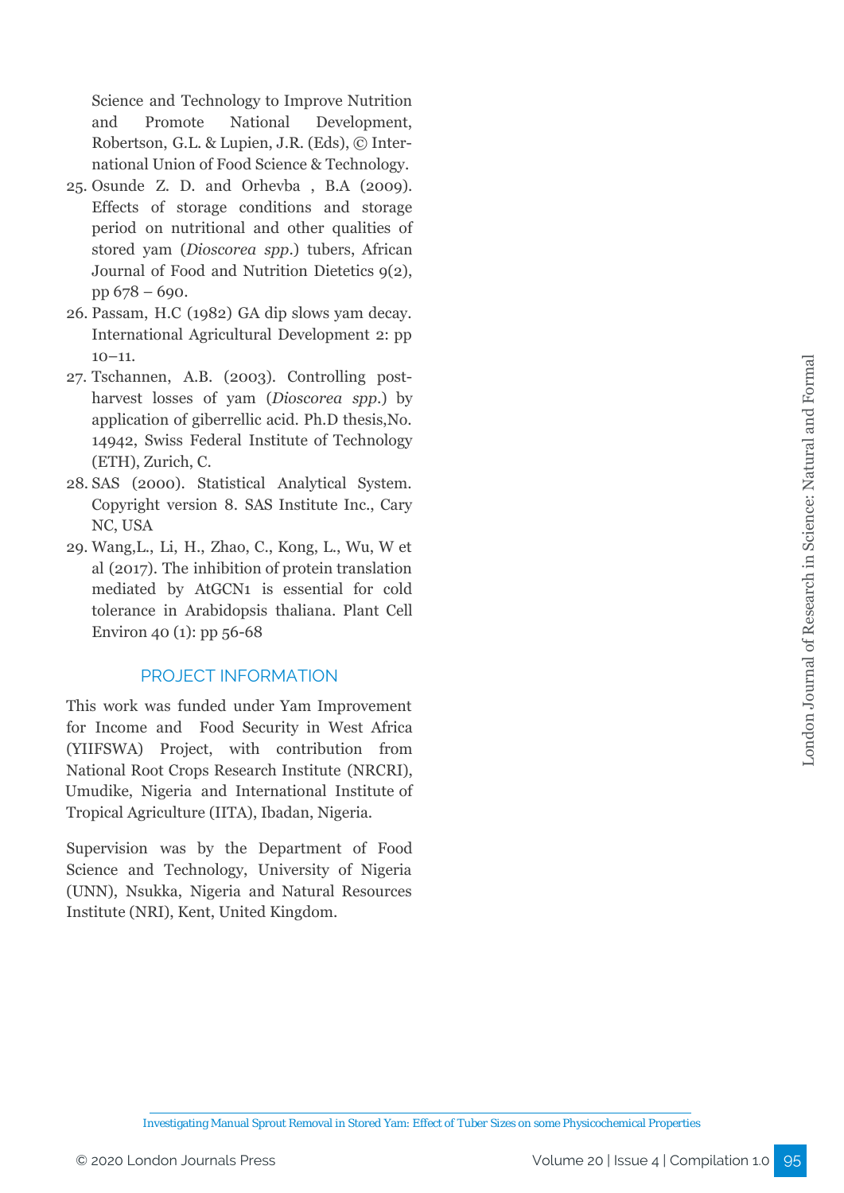Science and Technology to Improve Nutrition and Promote National Development, Robertson, G.L. & Lupien, J.R. (Eds), © International Union of Food Science & Technology.

25. Osunde Z. D. and Orhevba , B.A (2009). Effects of storage conditions and storage period on nutritional and other qualities of stored yam (*Dioscorea spp*.) tubers, African Journal of Food and Nutrition Dietetics 9(2), pp 678 – 690.
26. Passam, H.C (1982) GA dip slows yam decay. International Agricultural Development 2: pp 10–11.
27. Tschannen, A.B. (2003). Controlling post-harvest losses of yam (*Dioscorea spp*.) by application of giberrellic acid. Ph.D thesis,No. 14942, Swiss Federal Institute of Technology (ETH), Zurich, C.
28. SAS (2000). Statistical Analytical System. Copyright version 8. SAS Institute Inc., Cary NC, USA
29. Wang,L., Li, H., Zhao, C., Kong, L., Wu, W et al (2017). The inhibition of protein translation mediated by AtGCN1 is essential for cold tolerance in Arabidopsis thaliana. Plant Cell Environ 40 (1): pp 56-68

## PROJECT INFORMATION

This work was funded under Yam Improvement for Income and Food Security in West Africa (YIIFSWA) Project, with contribution from National Root Crops Research Institute (NRCRI), Umudike, Nigeria and International Institute of Tropical Agriculture (IITA), Ibadan, Nigeria.

Supervision was by the Department of Food Science and Technology, University of Nigeria (UNN), Nsukka, Nigeria and Natural Resources Institute (NRI), Kent, United Kingdom.